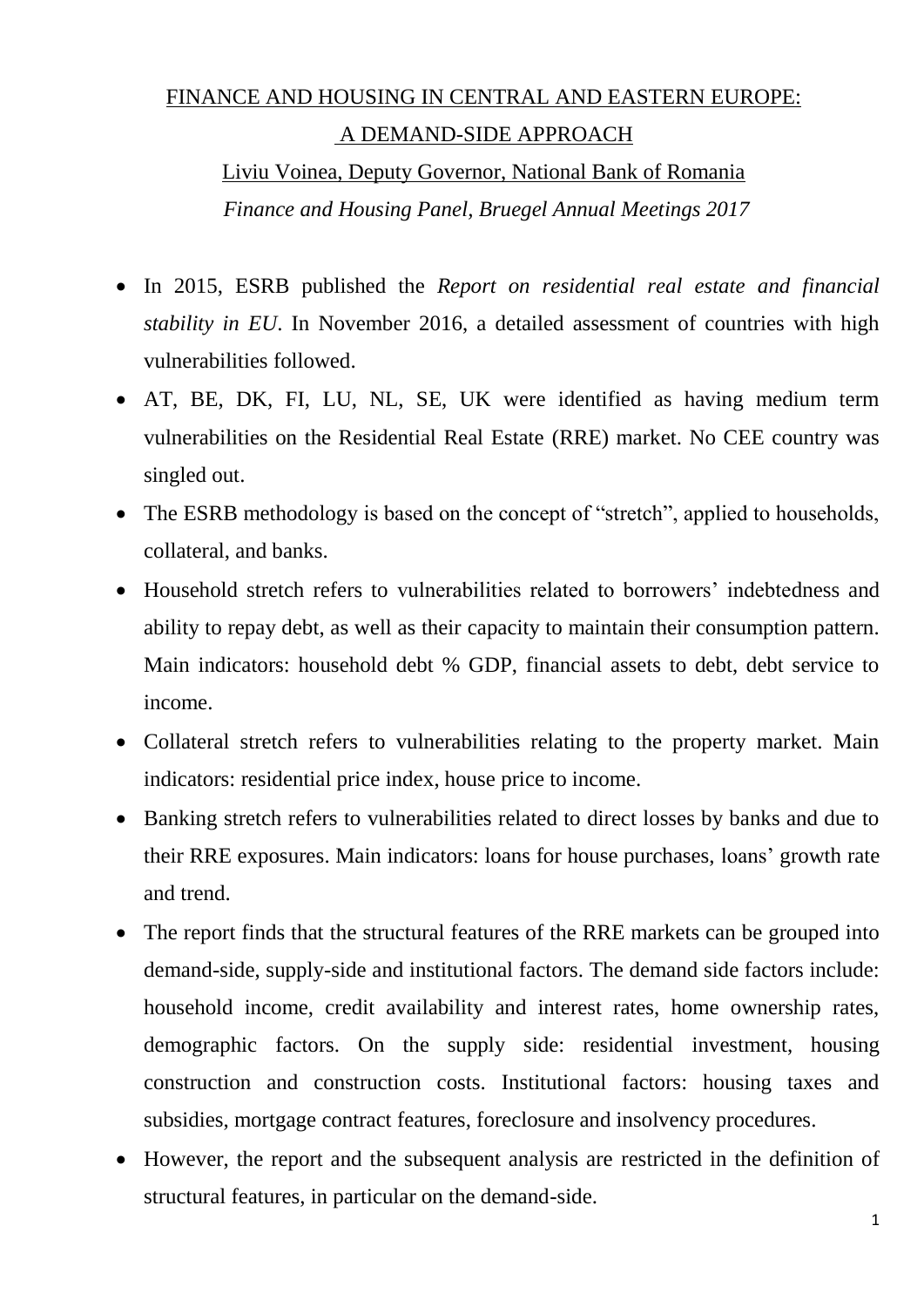# FINANCE AND HOUSING IN CENTRAL AND EASTERN EUROPE: A DEMAND-SIDE APPROACH

Liviu Voinea, Deputy Governor, National Bank of Romania

*Finance and Housing Panel, Bruegel Annual Meetings 2017*

- In 2015, ESRB published the *Report on residential real estate and financial stability in EU*. In November 2016, a detailed assessment of countries with high vulnerabilities followed.
- AT, BE, DK, FI, LU, NL, SE, UK were identified as having medium term vulnerabilities on the Residential Real Estate (RRE) market. No CEE country was singled out.
- The ESRB methodology is based on the concept of "stretch", applied to households, collateral, and banks.
- Household stretch refers to vulnerabilities related to borrowers' indebtedness and ability to repay debt, as well as their capacity to maintain their consumption pattern. Main indicators: household debt % GDP, financial assets to debt, debt service to income.
- Collateral stretch refers to vulnerabilities relating to the property market. Main indicators: residential price index, house price to income.
- Banking stretch refers to vulnerabilities related to direct losses by banks and due to their RRE exposures. Main indicators: loans for house purchases, loans' growth rate and trend.
- The report finds that the structural features of the RRE markets can be grouped into demand-side, supply-side and institutional factors. The demand side factors include: household income, credit availability and interest rates, home ownership rates, demographic factors. On the supply side: residential investment, housing construction and construction costs. Institutional factors: housing taxes and subsidies, mortgage contract features, foreclosure and insolvency procedures.
- However, the report and the subsequent analysis are restricted in the definition of structural features, in particular on the demand-side.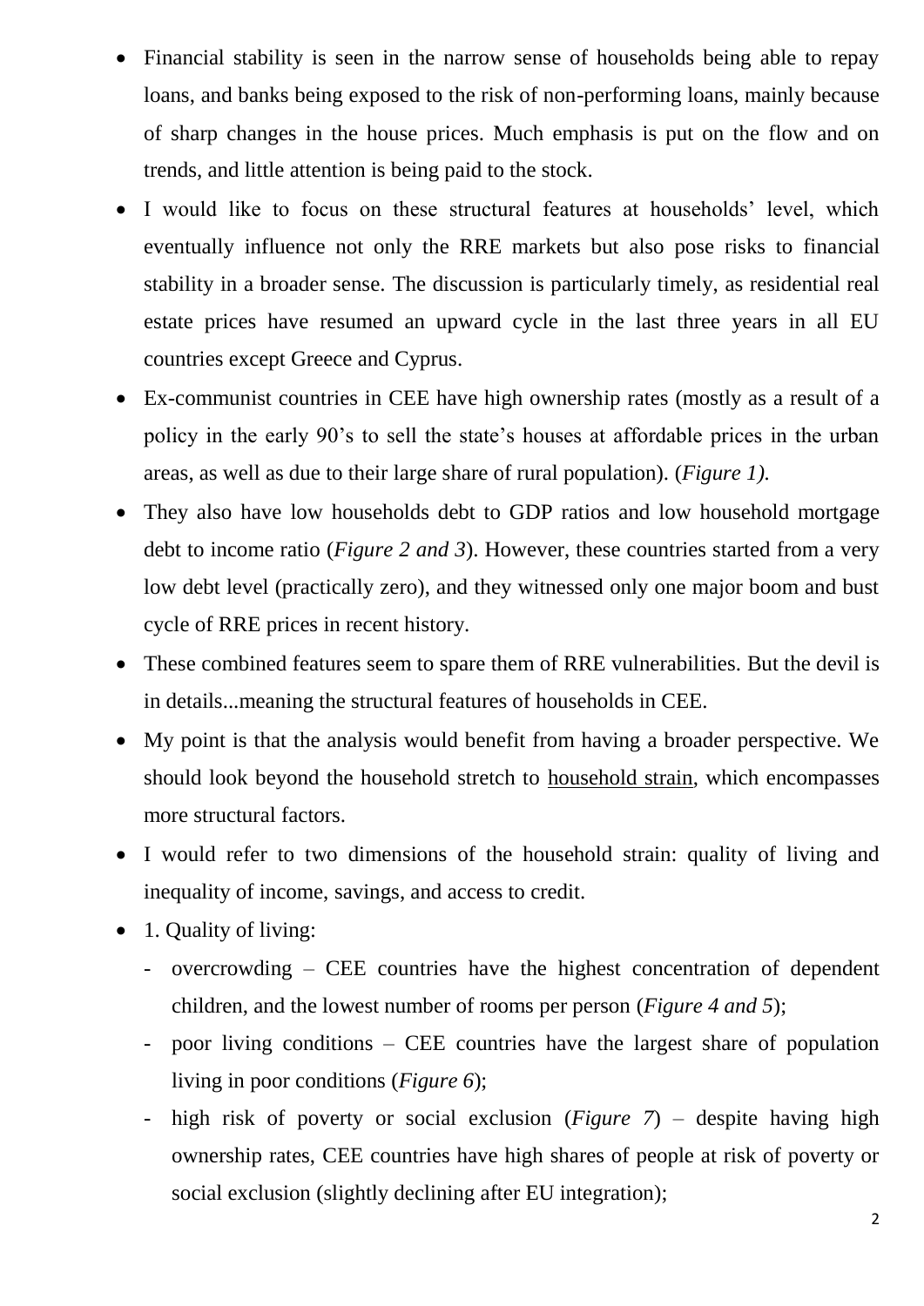- Financial stability is seen in the narrow sense of households being able to repay loans, and banks being exposed to the risk of non-performing loans, mainly because of sharp changes in the house prices. Much emphasis is put on the flow and on trends, and little attention is being paid to the stock.
- I would like to focus on these structural features at households' level, which eventually influence not only the RRE markets but also pose risks to financial stability in a broader sense. The discussion is particularly timely, as residential real estate prices have resumed an upward cycle in the last three years in all EU countries except Greece and Cyprus.
- Ex-communist countries in CEE have high ownership rates (mostly as a result of a policy in the early 90's to sell the state's houses at affordable prices in the urban areas, as well as due to their large share of rural population). (*Figure 1).*
- They also have low households debt to GDP ratios and low household mortgage debt to income ratio (*Figure 2 and 3*). However, these countries started from a very low debt level (practically zero), and they witnessed only one major boom and bust cycle of RRE prices in recent history.
- These combined features seem to spare them of RRE vulnerabilities. But the devil is in details...meaning the structural features of households in CEE.
- My point is that the analysis would benefit from having a broader perspective. We should look beyond the household stretch to <u>household strain</u>, which encompasses more structural factors.
- I would refer to two dimensions of the household strain: quality of living and inequality of income, savings, and access to credit.
- 1. Quality of living:
  - overcrowding – CEE countries have the highest concentration of dependent children, and the lowest number of rooms per person (*Figure 4 and 5*);
  - poor living conditions – CEE countries have the largest share of population living in poor conditions (*Figure 6*);
  - high risk of poverty or social exclusion (*Figure 7*) – despite having high ownership rates, CEE countries have high shares of people at risk of poverty or social exclusion (slightly declining after EU integration);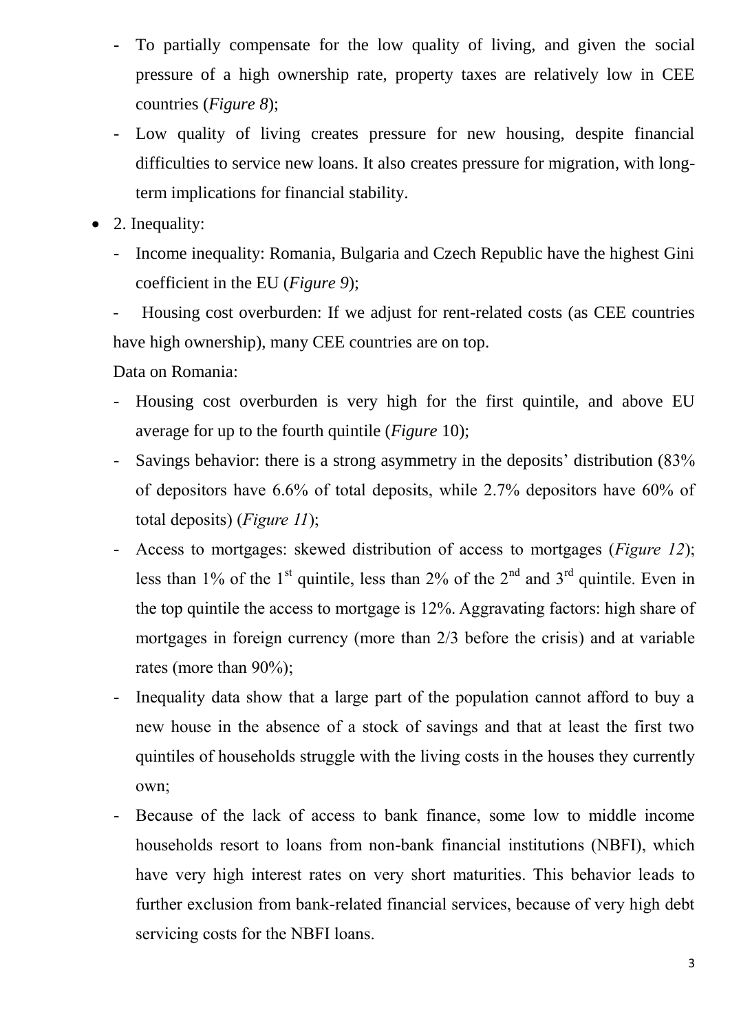- To partially compensate for the low quality of living, and given the social pressure of a high ownership rate, property taxes are relatively low in CEE countries (*Figure 8*);
  - Low quality of living creates pressure for new housing, despite financial difficulties to service new loans. It also creates pressure for migration, with long-term implications for financial stability.

- 2. Inequality:
  - Income inequality: Romania, Bulgaria and Czech Republic have the highest Gini coefficient in the EU (*Figure 9*);
  - Housing cost overburden: If we adjust for rent-related costs (as CEE countries have high ownership), many CEE countries are on top.

  Data on Romania:

  - Housing cost overburden is very high for the first quintile, and above EU average for up to the fourth quintile (*Figure* 10);
  - Savings behavior: there is a strong asymmetry in the deposits' distribution (83% of depositors have 6.6% of total deposits, while 2.7% depositors have 60% of total deposits) (*Figure 11*);
  - Access to mortgages: skewed distribution of access to mortgages (*Figure 12*); less than 1% of the 1st quintile, less than 2% of the 2nd and 3rd quintile. Even in the top quintile the access to mortgage is 12%. Aggravating factors: high share of mortgages in foreign currency (more than 2/3 before the crisis) and at variable rates (more than 90%);
  - Inequality data show that a large part of the population cannot afford to buy a new house in the absence of a stock of savings and that at least the first two quintiles of households struggle with the living costs in the houses they currently own;
  - Because of the lack of access to bank finance, some low to middle income households resort to loans from non-bank financial institutions (NBFI), which have very high interest rates on very short maturities. This behavior leads to further exclusion from bank-related financial services, because of very high debt servicing costs for the NBFI loans.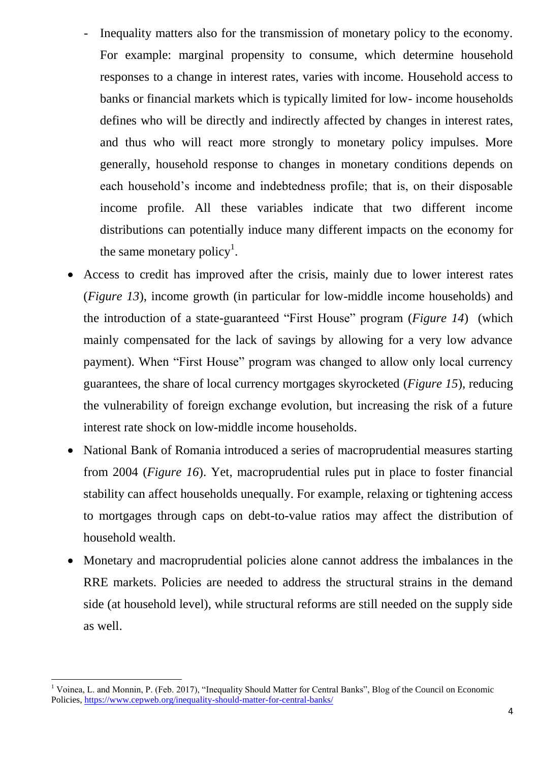- Inequality matters also for the transmission of monetary policy to the economy. For example: marginal propensity to consume, which determine household responses to a change in interest rates, varies with income. Household access to banks or financial markets which is typically limited for low- income households defines who will be directly and indirectly affected by changes in interest rates, and thus who will react more strongly to monetary policy impulses. More generally, household response to changes in monetary conditions depends on each household's income and indebtedness profile; that is, on their disposable income profile. All these variables indicate that two different income distributions can potentially induce many different impacts on the economy for the same monetary policy[1].

- Access to credit has improved after the crisis, mainly due to lower interest rates (*Figure 13*), income growth (in particular for low-middle income households) and the introduction of a state-guaranteed "First House" program (*Figure 14*) (which mainly compensated for the lack of savings by allowing for a very low advance payment). When "First House" program was changed to allow only local currency guarantees, the share of local currency mortgages skyrocketed (*Figure 15*), reducing the vulnerability of foreign exchange evolution, but increasing the risk of a future interest rate shock on low-middle income households.
- National Bank of Romania introduced a series of macroprudential measures starting from 2004 (*Figure 16*). Yet, macroprudential rules put in place to foster financial stability can affect households unequally. For example, relaxing or tightening access to mortgages through caps on debt-to-value ratios may affect the distribution of household wealth.
- Monetary and macroprudential policies alone cannot address the imbalances in the RRE markets. Policies are needed to address the structural strains in the demand side (at household level), while structural reforms are still needed on the supply side as well.

---

[1] Voinea, L. and Monnin, P. (Feb. 2017), "Inequality Should Matter for Central Banks", Blog of the Council on Economic Policies, https://www.cepweb.org/inequality-should-matter-for-central-banks/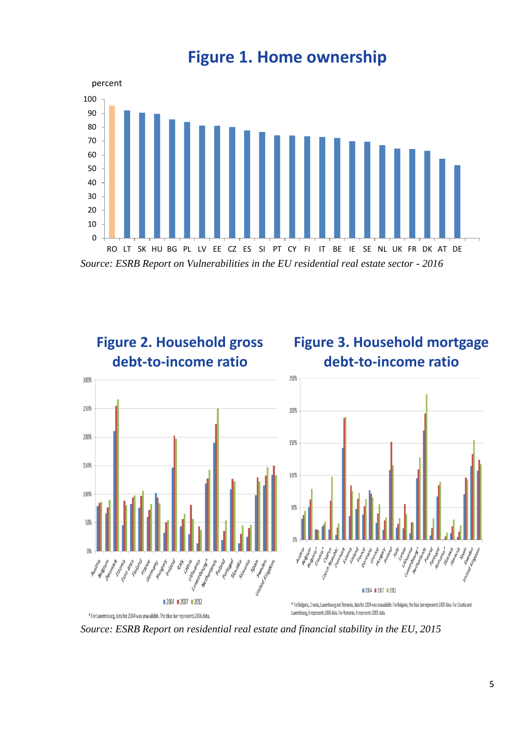# Figure 1. Home ownership

percent

| | RO | LT | SK | HU | BG | PL | LV | EE | CZ | ES | SI | PT | CY | FI | IT | BE | IE | SE | NL | UK | FR | DK | AT | DE |
|---|---|---|---|---|---|---|---|---|---|---|---|---|---|---|---|---|---|---|---|---|---|---|---|---|

*Source: ESRB Report on Vulnerabilities in the EU residential real estate sector - 2016*

## Figure 2. Household gross debt-to-income ratio

2004 2007 2012

*For Luxembourg, data for 2004 was unavailable. The blue bar represents 2006 data.

## Figure 3. Household mortgage debt-to-income ratio

2004 2007 2012

* For Bulgaria, Croatia, Luxembourg and Romania, data for 2004 was unavailable. For Bulgaria, the blue bar represents 2007 data. For Croatia and Luxembourg, it represents 2006 data. For Romania, it represents 2005 data.

*Source: ESRB Report on residential real estate and financial stability in the EU, 2015*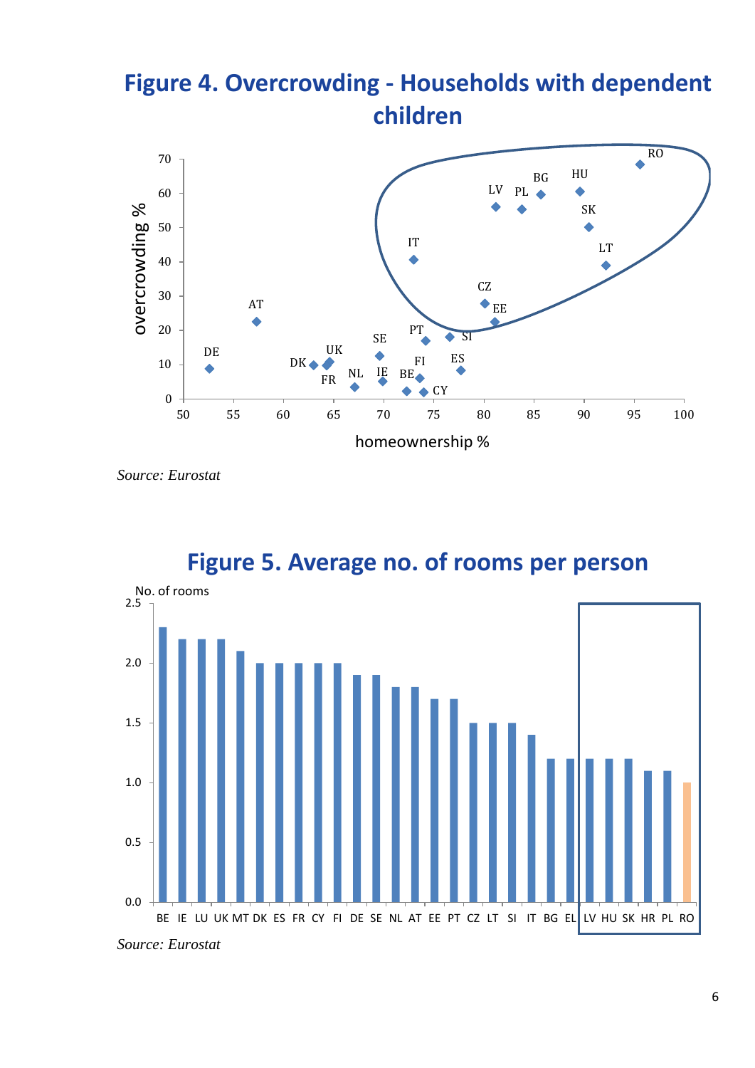# Figure 4. Overcrowding - Households with dependent children

*Source: Eurostat*

# Figure 5. Average no. of rooms per person

*Source: Eurostat*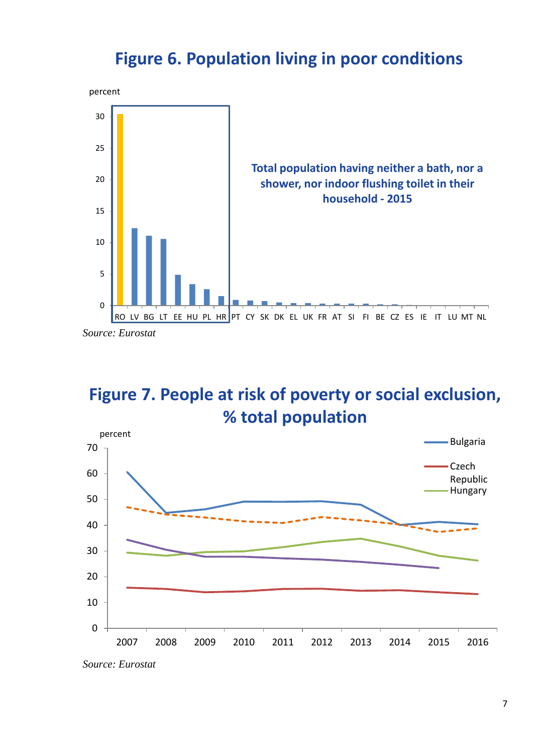## Figure 6. Population living in poor conditions

percent

**Total population having neither a bath, nor a shower, nor indoor flushing toilet in their household - 2015**

RO LV BG LT EE HU PL HR PT CY SK DK EL UK FR AT SI FI BE CZ ES IE IT LU MT NL

*Source: Eurostat*

## Figure 7. People at risk of poverty or social exclusion, % total population

percent

Bulgaria

Czech Republic

Hungary

2007 2008 2009 2010 2011 2012 2013 2014 2015 2016

*Source: Eurostat*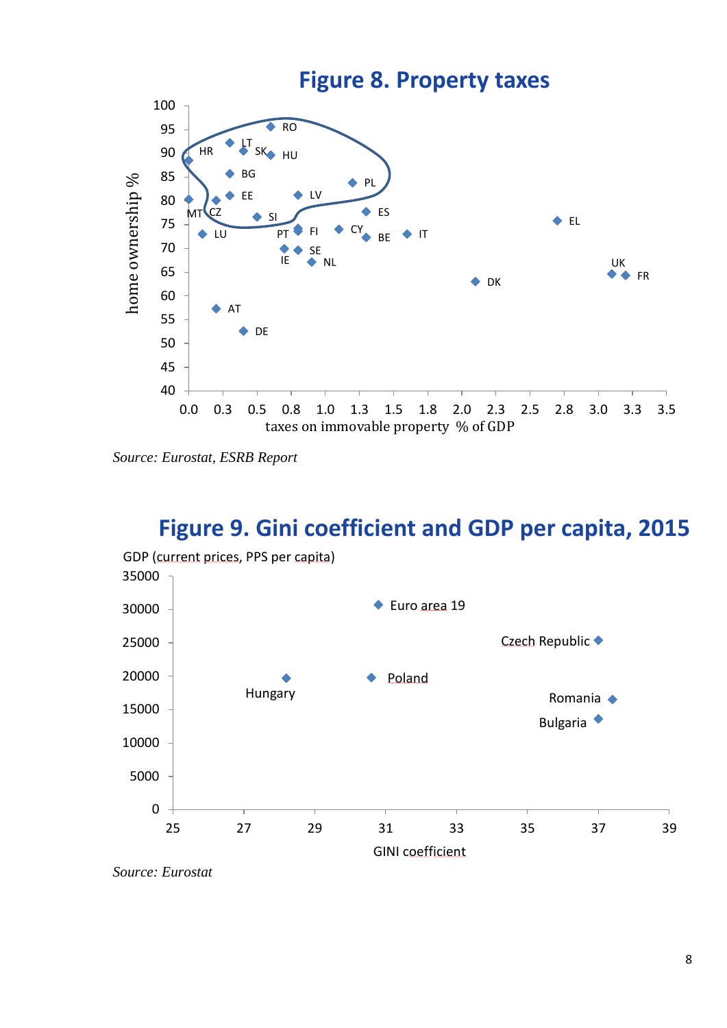## Figure 8. Property taxes

*Source: Eurostat, ESRB Report*

## Figure 9. Gini coefficient and GDP per capita, 2015

*Source: Eurostat*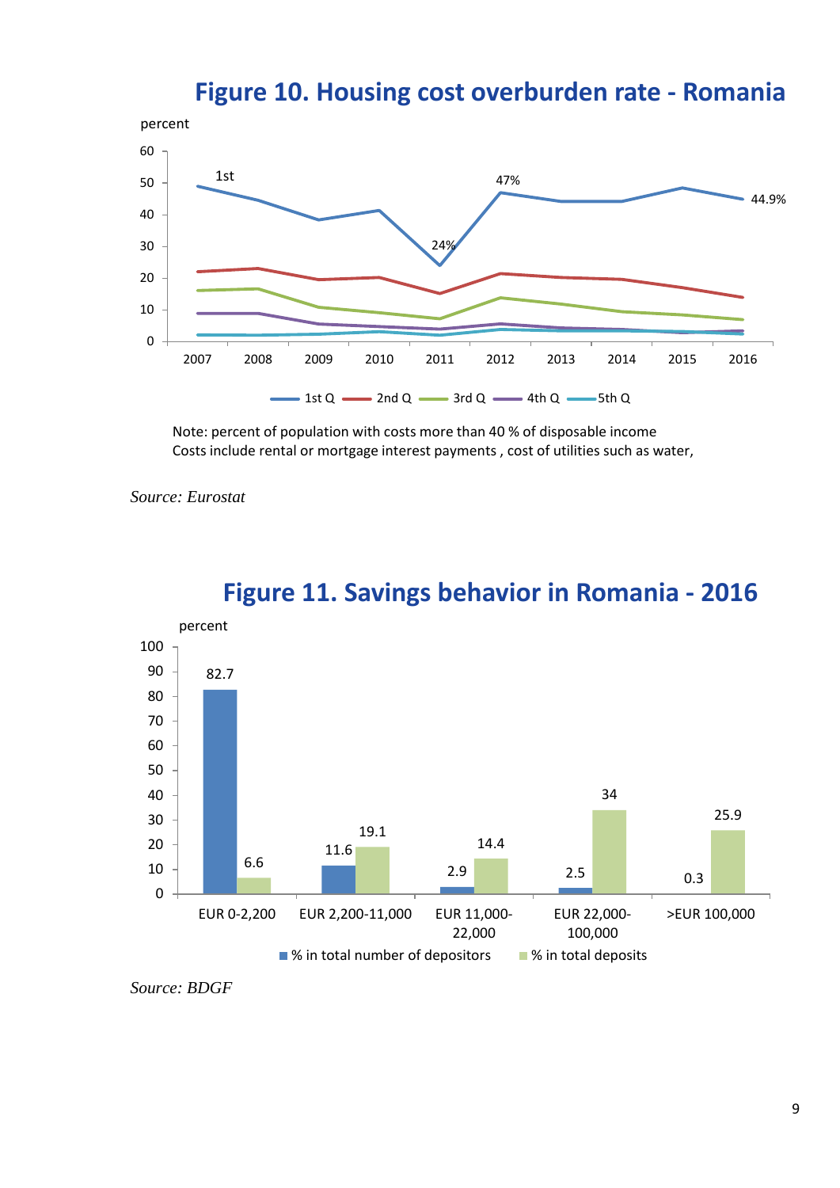## Figure 10. Housing cost overburden rate - Romania

Note: percent of population with costs more than 40 % of disposable income
Costs include rental or mortgage interest payments , cost of utilities such as water,

*Source: Eurostat*

## Figure 11. Savings behavior in Romania - 2016

| | % in total number of depositors | % in total deposits |
|---|---|---|
| EUR 0-2,200 | 82.7 | 6.6 |
| EUR 2,200-11,000 | 11.6 | 19.1 |
| EUR 11,000-22,000 | 2.9 | 14.4 |
| EUR 22,000-100,000 | 2.5 | 34 |
| >EUR 100,000 | 0.3 | 25.9 |

*Source: BDGF*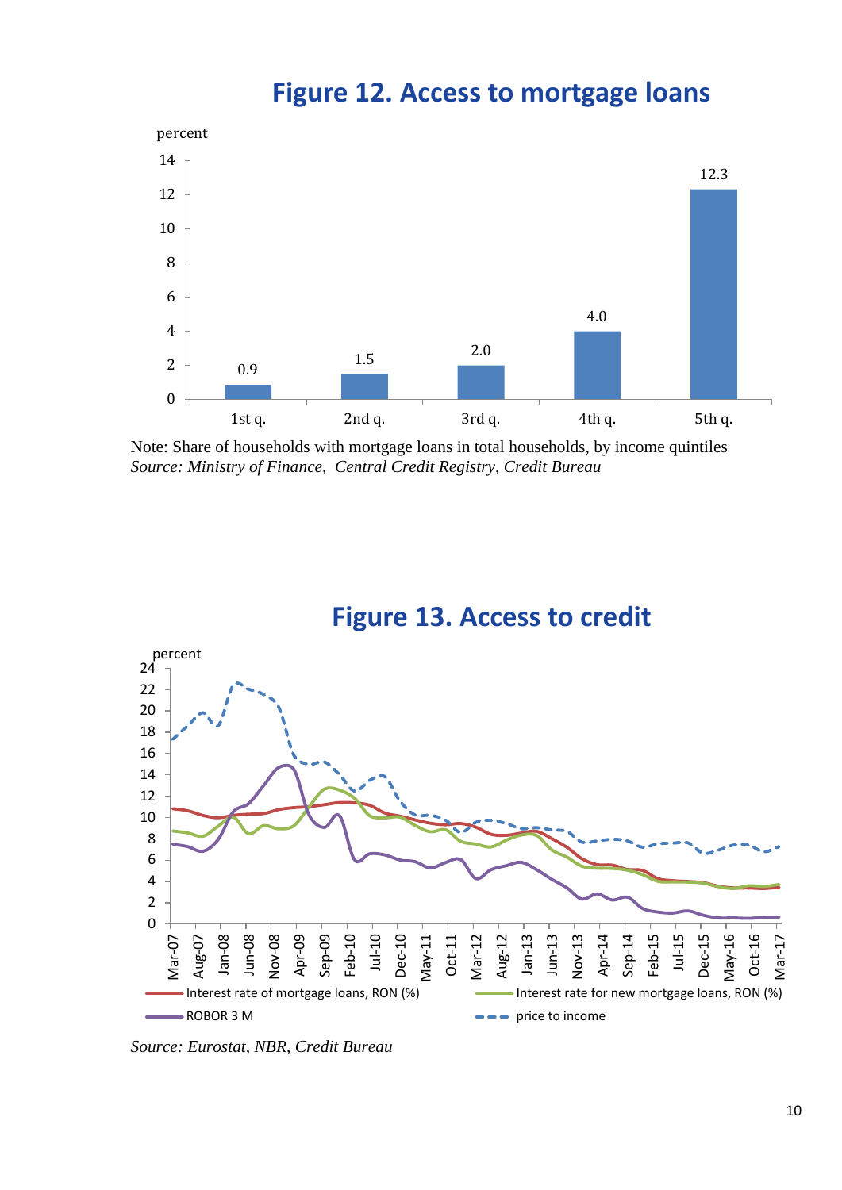## Figure 12. Access to mortgage loans

| | 1st q. | 2nd q. | 3rd q. | 4th q. | 5th q. |
|---|---|---|---|---|---|
| percent | 0.9 | 1.5 | 2.0 | 4.0 | 12.3 |

Note: Share of households with mortgage loans in total households, by income quintiles
*Source: Ministry of Finance, Central Credit Registry, Credit Bureau*

## Figure 13. Access to credit

*Source: Eurostat, NBR, Credit Bureau*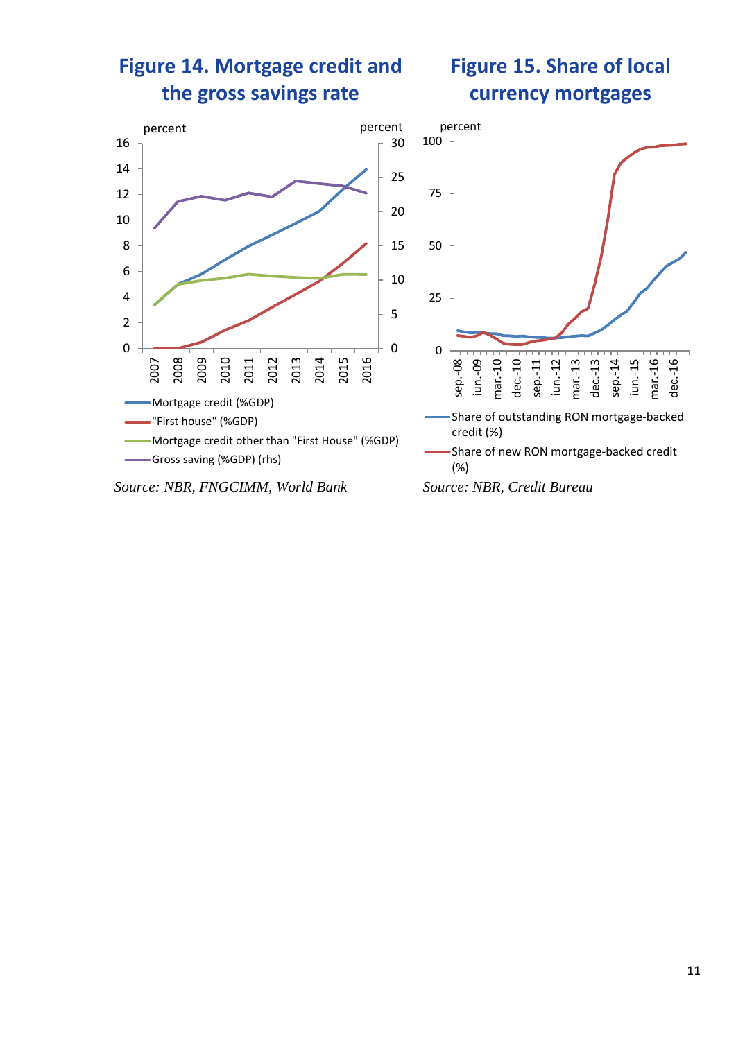**Figure 14. Mortgage credit and the gross savings rate**

*Source: NBR, FNGCIMM, World Bank*

**Figure 15. Share of local currency mortgages**

*Source: NBR, Credit Bureau*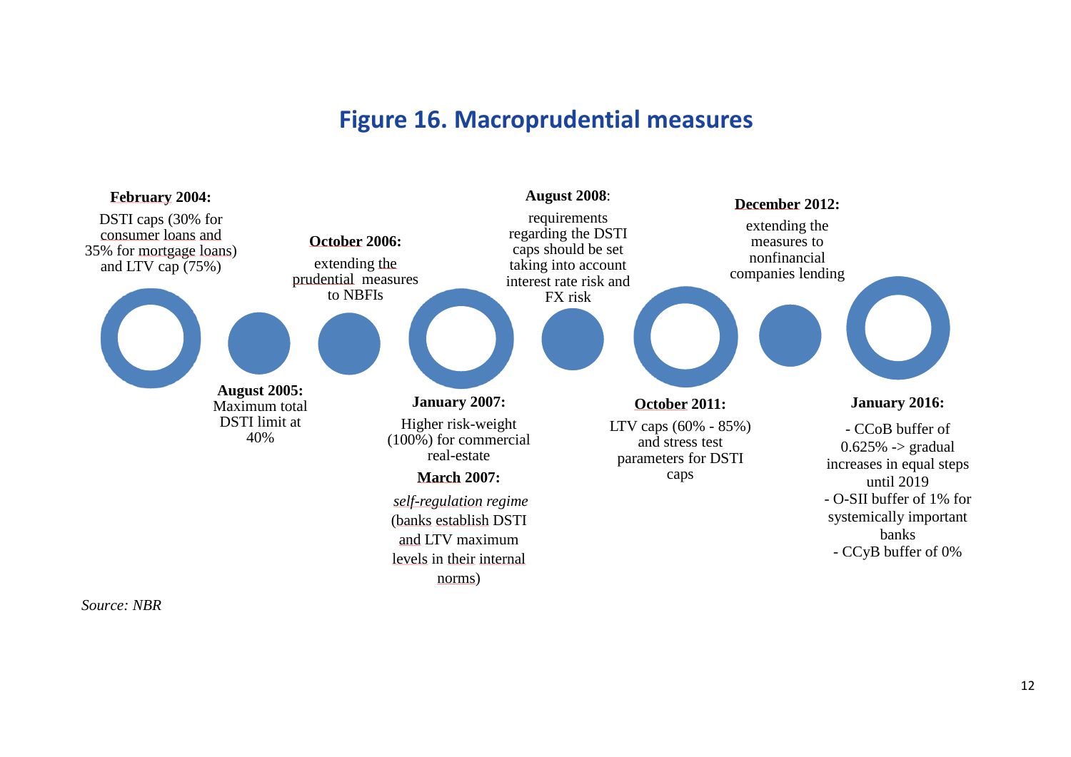## Figure 16. Macroprudential measures

**February 2004:**
DSTI caps (30% for consumer loans and 35% for mortgage loans) and LTV cap (75%)

**August 2005:**
Maximum total DSTI limit at 40%

**October 2006:**
extending the prudential measures to NBFIs

**January 2007:**
Higher risk-weight (100%) for commercial real-estate

**March 2007:**
*self-regulation regime* (banks establish DSTI and LTV maximum levels in their internal norms)

**August 2008**:
requirements regarding the DSTI caps should be set taking into account interest rate risk and FX risk

**October 2011:**
LTV caps (60% - 85%) and stress test parameters for DSTI caps

**December 2012:**
extending the measures to nonfinancial companies lending

**January 2016:**
- CCoB buffer of 0.625% -> gradual increases in equal steps until 2019
- O-SII buffer of 1% for systemically important banks
- CCyB buffer of 0%

*Source: NBR*